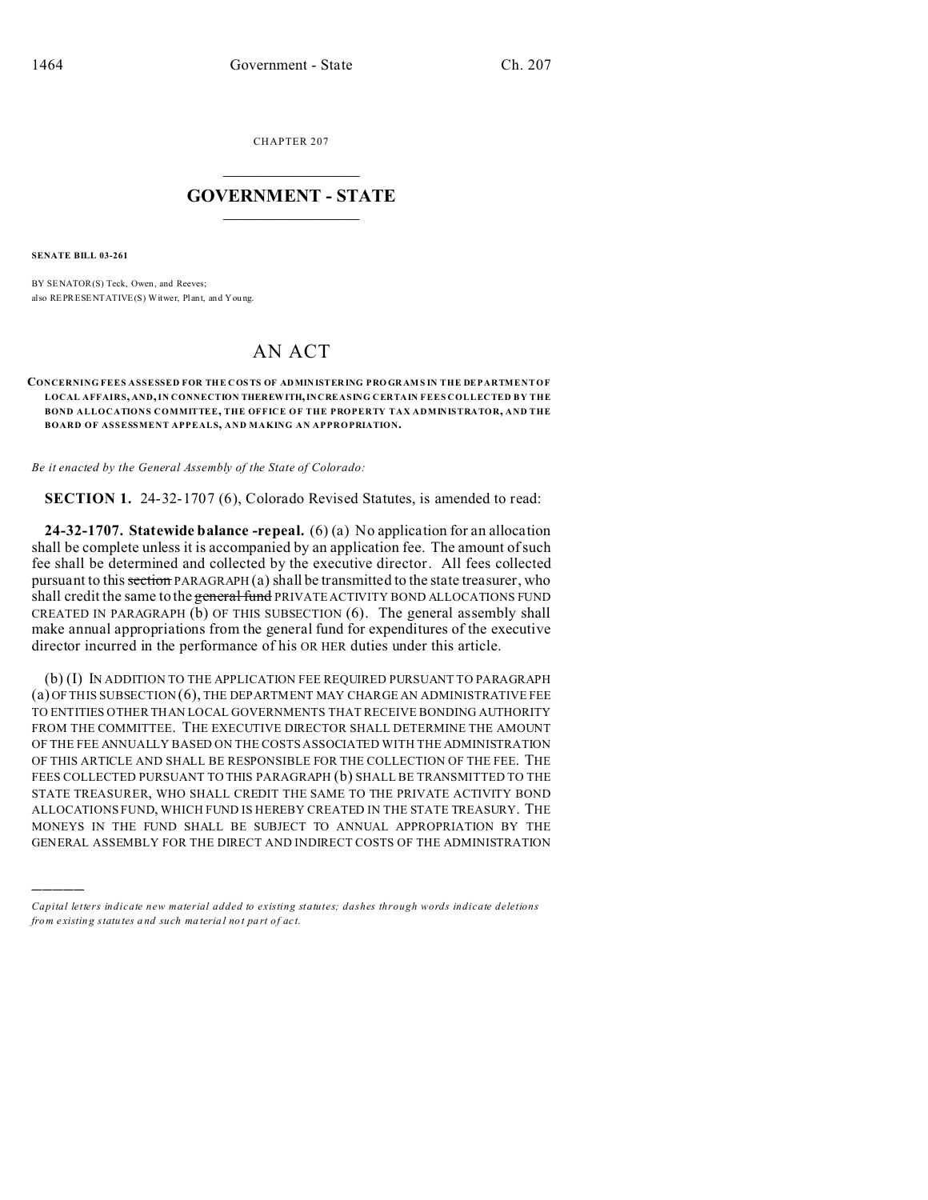CHAPTER 207

# GOVERNMENT - STATE

**SENATE BILL 03-261**

BY SENATOR(S) Teck, Owen, and Reeves;
also REPRESENTATIVE(S) Witwer, Plant, and Young.

# AN ACT

**CONCERNING FEES ASSESSED FOR THE COSTS OF ADMINISTERING PROGRAMS IN THE DEPARTMENT OF LOCAL AFFAIRS, AND, IN CONNECTION THEREWITH, INCREASING CERTAIN FEES COLLECTED BY THE BOND ALLOCATIONS COMMITTEE, THE OFFICE OF THE PROPERTY TAX ADMINISTRATOR, AND THE BOARD OF ASSESSMENT APPEALS, AND MAKING AN APPROPRIATION.**

*Be it enacted by the General Assembly of the State of Colorado:*

**SECTION 1.** 24-32-1707 (6), Colorado Revised Statutes, is amended to read:

**24-32-1707. Statewide balance -repeal.** (6) (a) No application for an allocation shall be complete unless it is accompanied by an application fee. The amount of such fee shall be determined and collected by the executive director. All fees collected pursuant to this ~~section~~ PARAGRAPH (a) shall be transmitted to the state treasurer, who shall credit the same to the ~~general fund~~ PRIVATE ACTIVITY BOND ALLOCATIONS FUND CREATED IN PARAGRAPH (b) OF THIS SUBSECTION (6). The general assembly shall make annual appropriations from the general fund for expenditures of the executive director incurred in the performance of his OR HER duties under this article.

(b) (I) IN ADDITION TO THE APPLICATION FEE REQUIRED PURSUANT TO PARAGRAPH (a) OF THIS SUBSECTION (6), THE DEPARTMENT MAY CHARGE AN ADMINISTRATIVE FEE TO ENTITIES OTHER THAN LOCAL GOVERNMENTS THAT RECEIVE BONDING AUTHORITY FROM THE COMMITTEE. THE EXECUTIVE DIRECTOR SHALL DETERMINE THE AMOUNT OF THE FEE ANNUALLY BASED ON THE COSTS ASSOCIATED WITH THE ADMINISTRATION OF THIS ARTICLE AND SHALL BE RESPONSIBLE FOR THE COLLECTION OF THE FEE. THE FEES COLLECTED PURSUANT TO THIS PARAGRAPH (b) SHALL BE TRANSMITTED TO THE STATE TREASURER, WHO SHALL CREDIT THE SAME TO THE PRIVATE ACTIVITY BOND ALLOCATIONS FUND, WHICH FUND IS HEREBY CREATED IN THE STATE TREASURY. THE MONEYS IN THE FUND SHALL BE SUBJECT TO ANNUAL APPROPRIATION BY THE GENERAL ASSEMBLY FOR THE DIRECT AND INDIRECT COSTS OF THE ADMINISTRATION

---

*Capital letters indicate new material added to existing statutes; dashes through words indicate deletions from existing statutes and such material not part of act.*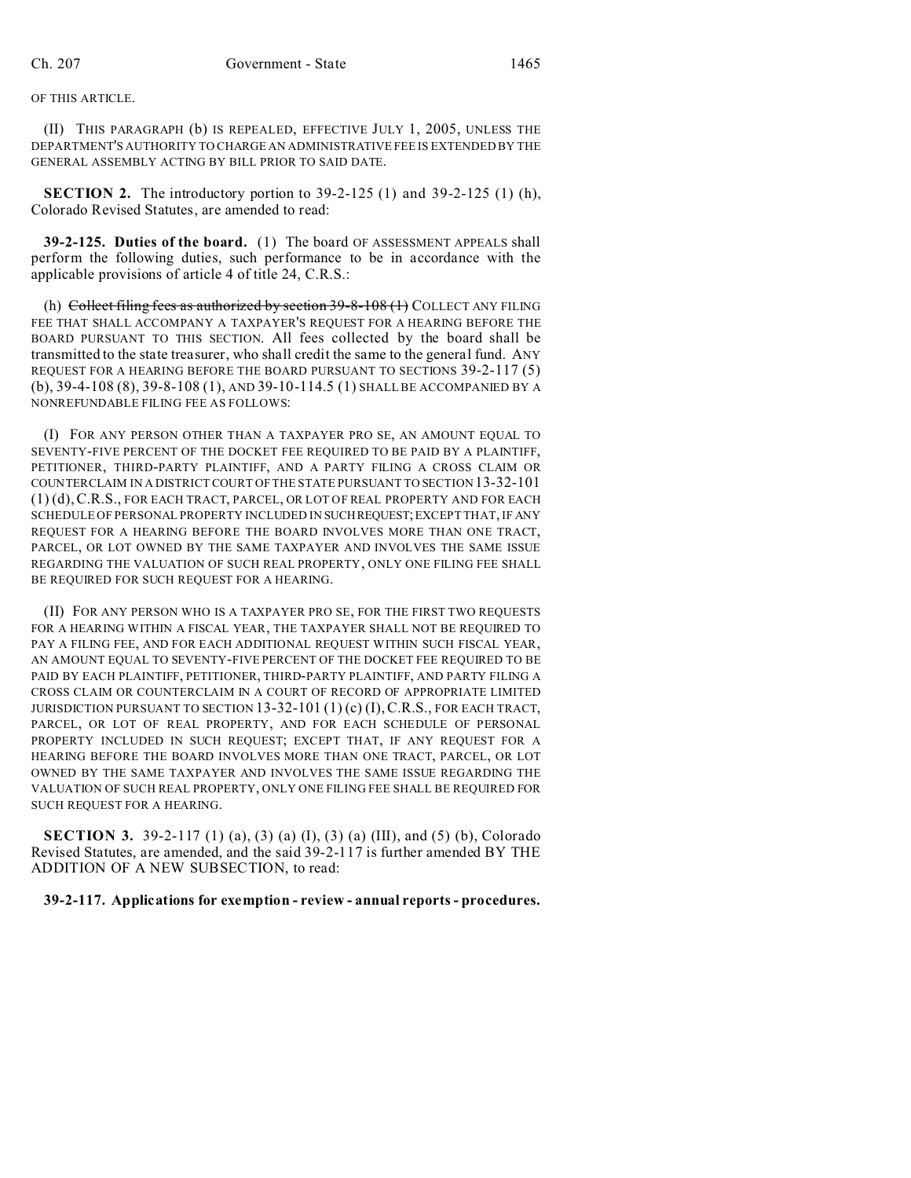OF THIS ARTICLE.

(II) THIS PARAGRAPH (b) IS REPEALED, EFFECTIVE JULY 1, 2005, UNLESS THE DEPARTMENT'S AUTHORITY TO CHARGE AN ADMINISTRATIVE FEE IS EXTENDED BY THE GENERAL ASSEMBLY ACTING BY BILL PRIOR TO SAID DATE.

**SECTION 2.** The introductory portion to 39-2-125 (1) and 39-2-125 (1) (h), Colorado Revised Statutes, are amended to read:

**39-2-125. Duties of the board.** (1) The board OF ASSESSMENT APPEALS shall perform the following duties, such performance to be in accordance with the applicable provisions of article 4 of title 24, C.R.S.:

(h) ~~Collect filing fees as authorized by section 39-8-108 (1)~~ COLLECT ANY FILING FEE THAT SHALL ACCOMPANY A TAXPAYER'S REQUEST FOR A HEARING BEFORE THE BOARD PURSUANT TO THIS SECTION. All fees collected by the board shall be transmitted to the state treasurer, who shall credit the same to the general fund. ANY REQUEST FOR A HEARING BEFORE THE BOARD PURSUANT TO SECTIONS 39-2-117 (5) (b), 39-4-108 (8), 39-8-108 (1), AND 39-10-114.5 (1) SHALL BE ACCOMPANIED BY A NONREFUNDABLE FILING FEE AS FOLLOWS:

(I) FOR ANY PERSON OTHER THAN A TAXPAYER PRO SE, AN AMOUNT EQUAL TO SEVENTY-FIVE PERCENT OF THE DOCKET FEE REQUIRED TO BE PAID BY A PLAINTIFF, PETITIONER, THIRD-PARTY PLAINTIFF, AND A PARTY FILING A CROSS CLAIM OR COUNTERCLAIM IN A DISTRICT COURT OF THE STATE PURSUANT TO SECTION 13-32-101 (1) (d), C.R.S., FOR EACH TRACT, PARCEL, OR LOT OF REAL PROPERTY AND FOR EACH SCHEDULE OF PERSONAL PROPERTY INCLUDED IN SUCH REQUEST; EXCEPT THAT, IF ANY REQUEST FOR A HEARING BEFORE THE BOARD INVOLVES MORE THAN ONE TRACT, PARCEL, OR LOT OWNED BY THE SAME TAXPAYER AND INVOLVES THE SAME ISSUE REGARDING THE VALUATION OF SUCH REAL PROPERTY, ONLY ONE FILING FEE SHALL BE REQUIRED FOR SUCH REQUEST FOR A HEARING.

(II) FOR ANY PERSON WHO IS A TAXPAYER PRO SE, FOR THE FIRST TWO REQUESTS FOR A HEARING WITHIN A FISCAL YEAR, THE TAXPAYER SHALL NOT BE REQUIRED TO PAY A FILING FEE, AND FOR EACH ADDITIONAL REQUEST WITHIN SUCH FISCAL YEAR, AN AMOUNT EQUAL TO SEVENTY-FIVE PERCENT OF THE DOCKET FEE REQUIRED TO BE PAID BY EACH PLAINTIFF, PETITIONER, THIRD-PARTY PLAINTIFF, AND PARTY FILING A CROSS CLAIM OR COUNTERCLAIM IN A COURT OF RECORD OF APPROPRIATE LIMITED JURISDICTION PURSUANT TO SECTION 13-32-101 (1) (c) (I), C.R.S., FOR EACH TRACT, PARCEL, OR LOT OF REAL PROPERTY, AND FOR EACH SCHEDULE OF PERSONAL PROPERTY INCLUDED IN SUCH REQUEST; EXCEPT THAT, IF ANY REQUEST FOR A HEARING BEFORE THE BOARD INVOLVES MORE THAN ONE TRACT, PARCEL, OR LOT OWNED BY THE SAME TAXPAYER AND INVOLVES THE SAME ISSUE REGARDING THE VALUATION OF SUCH REAL PROPERTY, ONLY ONE FILING FEE SHALL BE REQUIRED FOR SUCH REQUEST FOR A HEARING.

**SECTION 3.** 39-2-117 (1) (a), (3) (a) (I), (3) (a) (III), and (5) (b), Colorado Revised Statutes, are amended, and the said 39-2-117 is further amended BY THE ADDITION OF A NEW SUBSECTION, to read:

**39-2-117. Applications for exemption - review - annual reports - procedures.**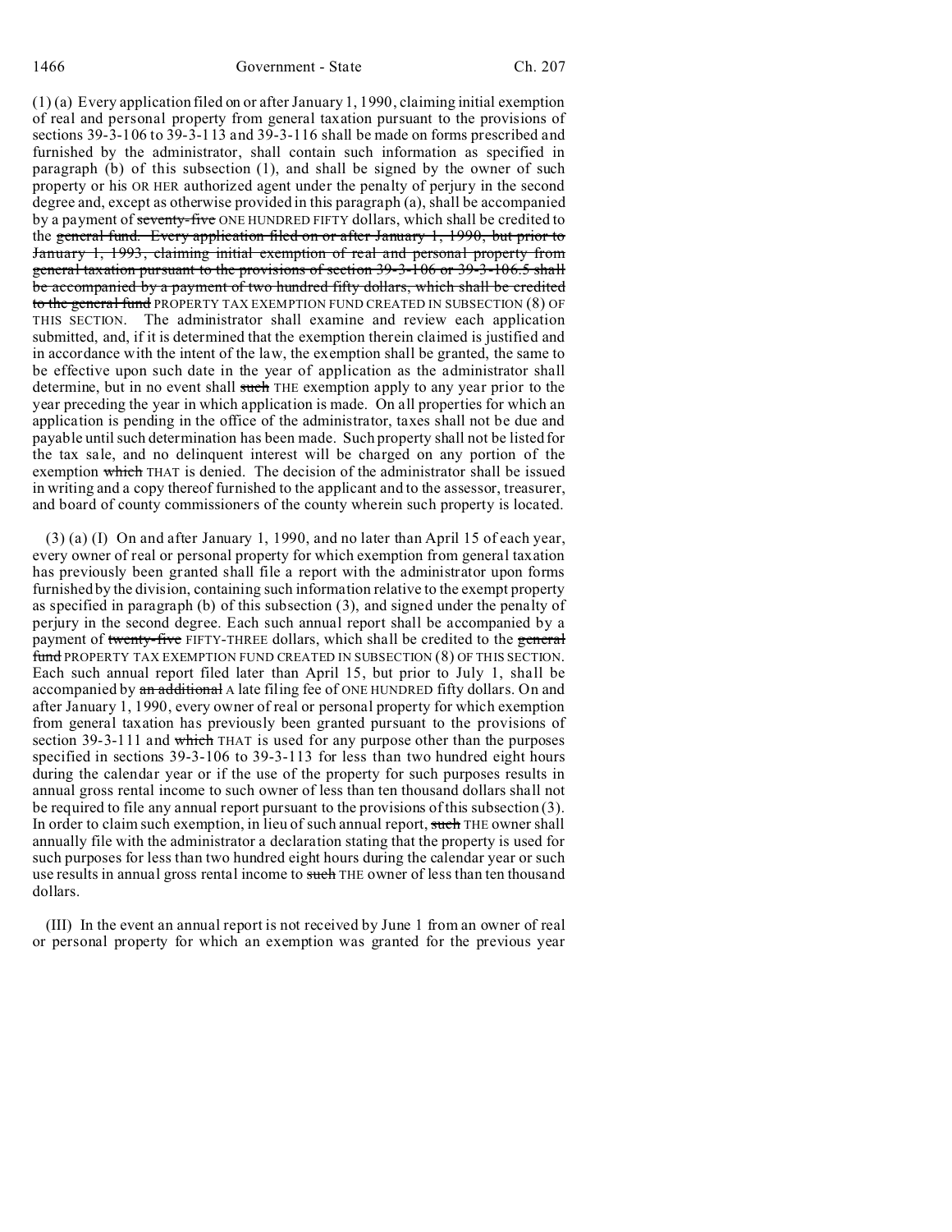(1) (a) Every application filed on or after January 1, 1990, claiming initial exemption of real and personal property from general taxation pursuant to the provisions of sections 39-3-106 to 39-3-113 and 39-3-116 shall be made on forms prescribed and furnished by the administrator, shall contain such information as specified in paragraph (b) of this subsection (1), and shall be signed by the owner of such property or his OR HER authorized agent under the penalty of perjury in the second degree and, except as otherwise provided in this paragraph (a), shall be accompanied by a payment of ~~seventy-five~~ ONE HUNDRED FIFTY dollars, which shall be credited to the ~~general fund. Every application filed on or after January 1, 1990, but prior to January 1, 1993, claiming initial exemption of real and personal property from general taxation pursuant to the provisions of section 39-3-106 or 39-3-106.5 shall be accompanied by a payment of two hundred fifty dollars, which shall be credited to the general fund~~ PROPERTY TAX EXEMPTION FUND CREATED IN SUBSECTION (8) OF THIS SECTION. The administrator shall examine and review each application submitted, and, if it is determined that the exemption therein claimed is justified and in accordance with the intent of the law, the exemption shall be granted, the same to be effective upon such date in the year of application as the administrator shall determine, but in no event shall ~~such~~ THE exemption apply to any year prior to the year preceding the year in which application is made. On all properties for which an application is pending in the office of the administrator, taxes shall not be due and payable until such determination has been made. Such property shall not be listed for the tax sale, and no delinquent interest will be charged on any portion of the exemption ~~which~~ THAT is denied. The decision of the administrator shall be issued in writing and a copy thereof furnished to the applicant and to the assessor, treasurer, and board of county commissioners of the county wherein such property is located.

(3) (a) (I) On and after January 1, 1990, and no later than April 15 of each year, every owner of real or personal property for which exemption from general taxation has previously been granted shall file a report with the administrator upon forms furnished by the division, containing such information relative to the exempt property as specified in paragraph (b) of this subsection (3), and signed under the penalty of perjury in the second degree. Each such annual report shall be accompanied by a payment of ~~twenty-five~~ FIFTY-THREE dollars, which shall be credited to the ~~general fund~~ PROPERTY TAX EXEMPTION FUND CREATED IN SUBSECTION (8) OF THIS SECTION. Each such annual report filed later than April 15, but prior to July 1, shall be accompanied by ~~an additional~~ A late filing fee of ONE HUNDRED fifty dollars. On and after January 1, 1990, every owner of real or personal property for which exemption from general taxation has previously been granted pursuant to the provisions of section 39-3-111 and ~~which~~ THAT is used for any purpose other than the purposes specified in sections 39-3-106 to 39-3-113 for less than two hundred eight hours during the calendar year or if the use of the property for such purposes results in annual gross rental income to such owner of less than ten thousand dollars shall not be required to file any annual report pursuant to the provisions of this subsection (3). In order to claim such exemption, in lieu of such annual report, ~~such~~ THE owner shall annually file with the administrator a declaration stating that the property is used for such purposes for less than two hundred eight hours during the calendar year or such use results in annual gross rental income to ~~such~~ THE owner of less than ten thousand dollars.

(III) In the event an annual report is not received by June 1 from an owner of real or personal property for which an exemption was granted for the previous year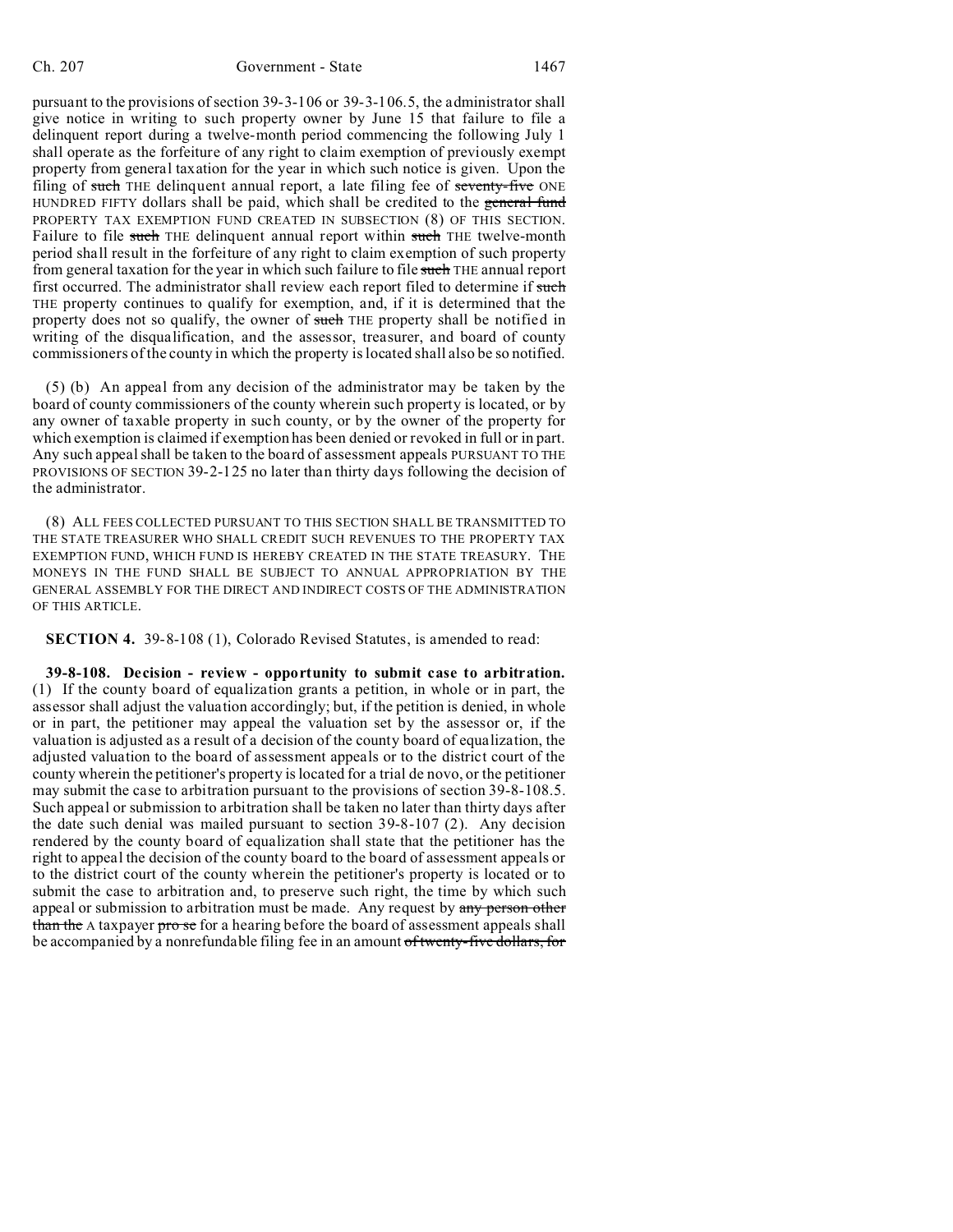pursuant to the provisions of section 39-3-106 or 39-3-106.5, the administrator shall give notice in writing to such property owner by June 15 that failure to file a delinquent report during a twelve-month period commencing the following July 1 shall operate as the forfeiture of any right to claim exemption of previously exempt property from general taxation for the year in which such notice is given. Upon the filing of ~~such~~ THE delinquent annual report, a late filing fee of ~~seventy-five~~ ONE HUNDRED FIFTY dollars shall be paid, which shall be credited to the ~~general fund~~ PROPERTY TAX EXEMPTION FUND CREATED IN SUBSECTION (8) OF THIS SECTION. Failure to file ~~such~~ THE delinquent annual report within ~~such~~ THE twelve-month period shall result in the forfeiture of any right to claim exemption of such property from general taxation for the year in which such failure to file ~~such~~ THE annual report first occurred. The administrator shall review each report filed to determine if ~~such~~ THE property continues to qualify for exemption, and, if it is determined that the property does not so qualify, the owner of ~~such~~ THE property shall be notified in writing of the disqualification, and the assessor, treasurer, and board of county commissioners of the county in which the property is located shall also be so notified.

(5) (b) An appeal from any decision of the administrator may be taken by the board of county commissioners of the county wherein such property is located, or by any owner of taxable property in such county, or by the owner of the property for which exemption is claimed if exemption has been denied or revoked in full or in part. Any such appeal shall be taken to the board of assessment appeals PURSUANT TO THE PROVISIONS OF SECTION 39-2-125 no later than thirty days following the decision of the administrator.

(8) ALL FEES COLLECTED PURSUANT TO THIS SECTION SHALL BE TRANSMITTED TO THE STATE TREASURER WHO SHALL CREDIT SUCH REVENUES TO THE PROPERTY TAX EXEMPTION FUND, WHICH FUND IS HEREBY CREATED IN THE STATE TREASURY. THE MONEYS IN THE FUND SHALL BE SUBJECT TO ANNUAL APPROPRIATION BY THE GENERAL ASSEMBLY FOR THE DIRECT AND INDIRECT COSTS OF THE ADMINISTRATION OF THIS ARTICLE.

**SECTION 4.** 39-8-108 (1), Colorado Revised Statutes, is amended to read:

**39-8-108. Decision - review - opportunity to submit case to arbitration.** (1) If the county board of equalization grants a petition, in whole or in part, the assessor shall adjust the valuation accordingly; but, if the petition is denied, in whole or in part, the petitioner may appeal the valuation set by the assessor or, if the valuation is adjusted as a result of a decision of the county board of equalization, the adjusted valuation to the board of assessment appeals or to the district court of the county wherein the petitioner's property is located for a trial de novo, or the petitioner may submit the case to arbitration pursuant to the provisions of section 39-8-108.5. Such appeal or submission to arbitration shall be taken no later than thirty days after the date such denial was mailed pursuant to section 39-8-107 (2). Any decision rendered by the county board of equalization shall state that the petitioner has the right to appeal the decision of the county board to the board of assessment appeals or to the district court of the county wherein the petitioner's property is located or to submit the case to arbitration and, to preserve such right, the time by which such appeal or submission to arbitration must be made. Any request by ~~any person other than the~~ A taxpayer ~~pro se~~ for a hearing before the board of assessment appeals shall be accompanied by a nonrefundable filing fee in an amount ~~of twenty-five dollars, for~~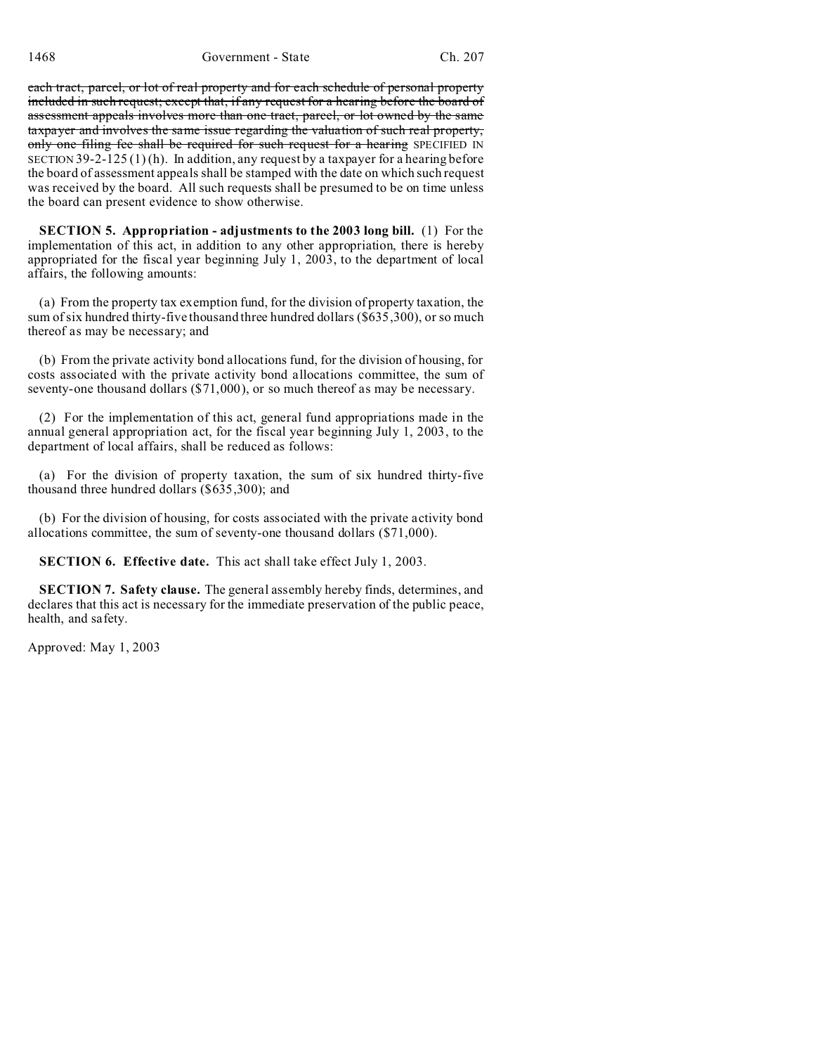~~each tract, parcel, or lot of real property and for each schedule of personal property included in such request; except that, if any request for a hearing before the board of assessment appeals involves more than one tract, parcel, or lot owned by the same taxpayer and involves the same issue regarding the valuation of such real property, only one filing fee shall be required for such request for a hearing~~ SPECIFIED IN SECTION 39-2-125 (1) (h). In addition, any request by a taxpayer for a hearing before the board of assessment appeals shall be stamped with the date on which such request was received by the board. All such requests shall be presumed to be on time unless the board can present evidence to show otherwise.

**SECTION 5. Appropriation - adjustments to the 2003 long bill.** (1) For the implementation of this act, in addition to any other appropriation, there is hereby appropriated for the fiscal year beginning July 1, 2003, to the department of local affairs, the following amounts:

(a) From the property tax exemption fund, for the division of property taxation, the sum of six hundred thirty-five thousand three hundred dollars ($635,300), or so much thereof as may be necessary; and

(b) From the private activity bond allocations fund, for the division of housing, for costs associated with the private activity bond allocations committee, the sum of seventy-one thousand dollars ($71,000), or so much thereof as may be necessary.

(2) For the implementation of this act, general fund appropriations made in the annual general appropriation act, for the fiscal year beginning July 1, 2003, to the department of local affairs, shall be reduced as follows:

(a) For the division of property taxation, the sum of six hundred thirty-five thousand three hundred dollars ($635,300); and

(b) For the division of housing, for costs associated with the private activity bond allocations committee, the sum of seventy-one thousand dollars ($71,000).

**SECTION 6. Effective date.** This act shall take effect July 1, 2003.

**SECTION 7. Safety clause.** The general assembly hereby finds, determines, and declares that this act is necessary for the immediate preservation of the public peace, health, and safety.

Approved: May 1, 2003